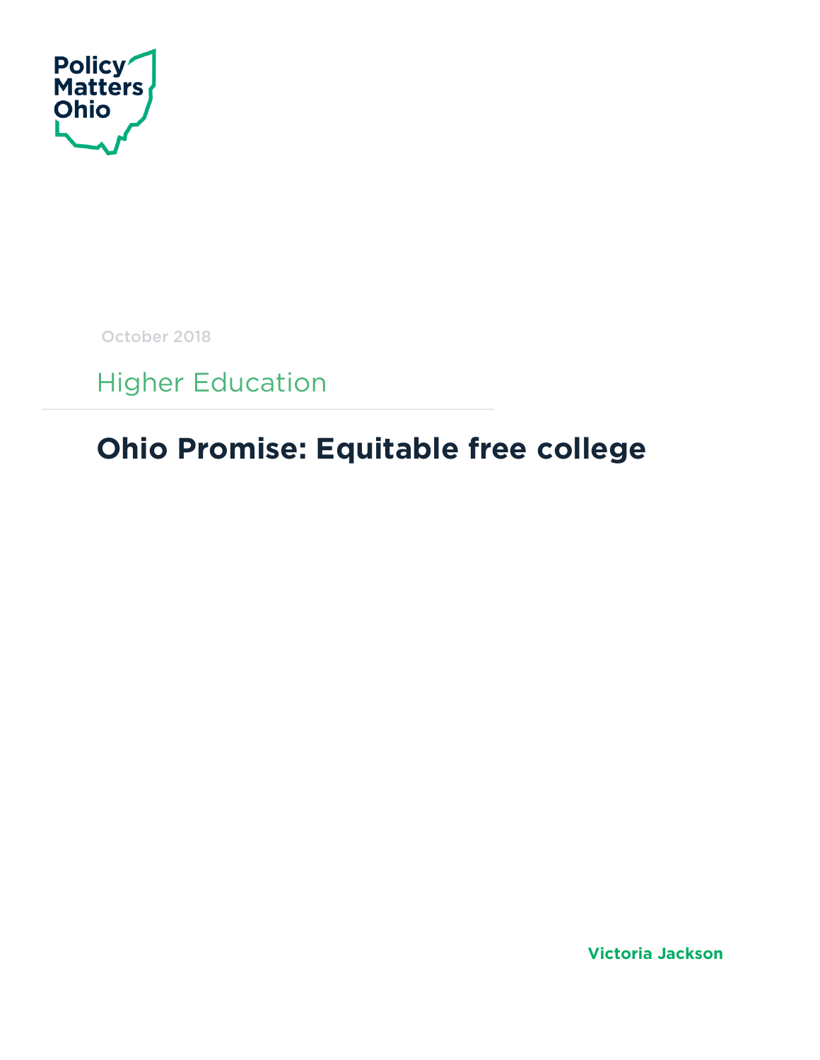Policy Matters Ohio

October 2018

Higher Education

# Ohio Promise: Equitable free college

**Victoria Jackson**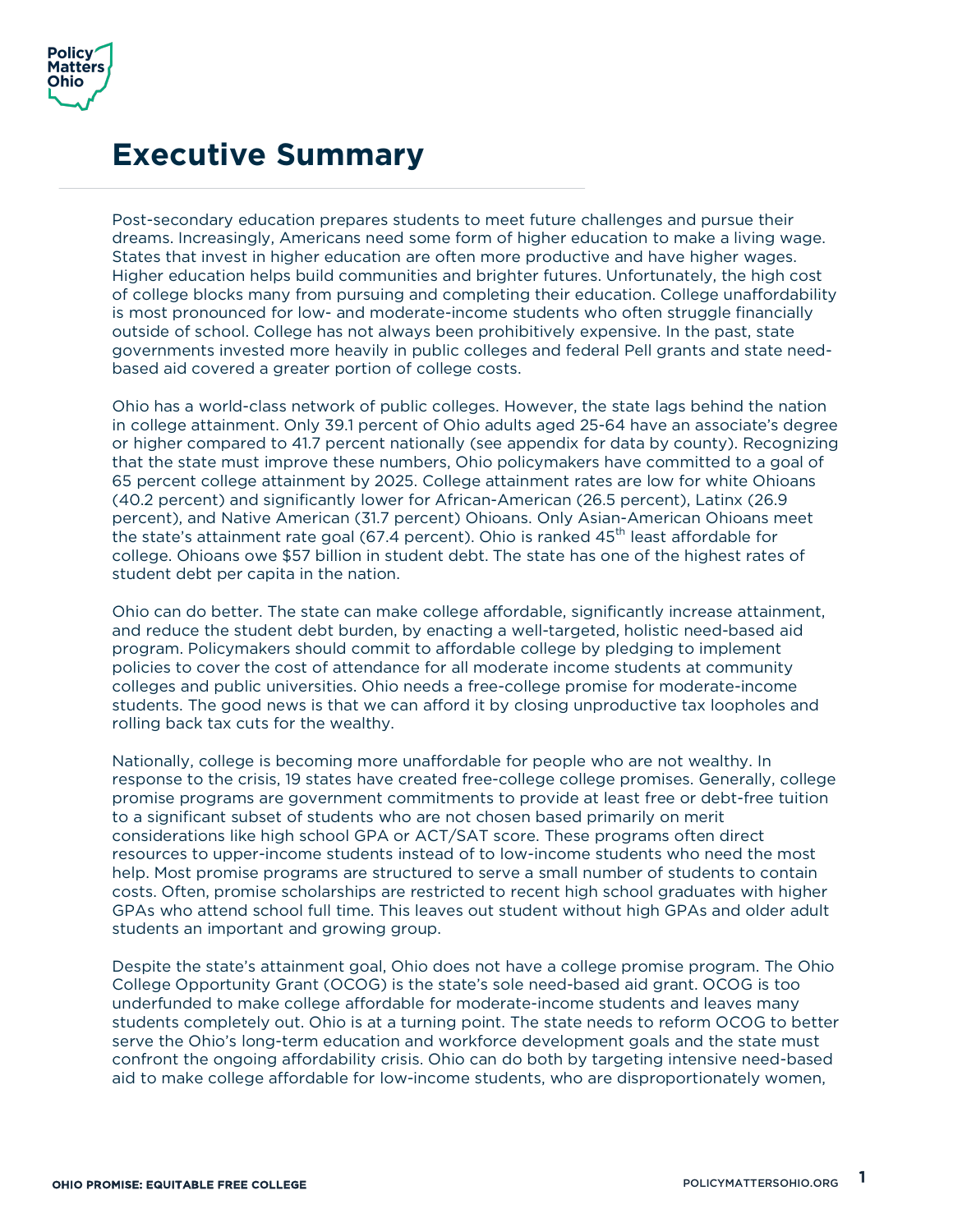# Executive Summary

Post-secondary education prepares students to meet future challenges and pursue their dreams. Increasingly, Americans need some form of higher education to make a living wage. States that invest in higher education are often more productive and have higher wages. Higher education helps build communities and brighter futures. Unfortunately, the high cost of college blocks many from pursuing and completing their education. College unaffordability is most pronounced for low- and moderate-income students who often struggle financially outside of school. College has not always been prohibitively expensive. In the past, state governments invested more heavily in public colleges and federal Pell grants and state need-based aid covered a greater portion of college costs.

Ohio has a world-class network of public colleges. However, the state lags behind the nation in college attainment. Only 39.1 percent of Ohio adults aged 25-64 have an associate's degree or higher compared to 41.7 percent nationally (see appendix for data by county). Recognizing that the state must improve these numbers, Ohio policymakers have committed to a goal of 65 percent college attainment by 2025. College attainment rates are low for white Ohioans (40.2 percent) and significantly lower for African-American (26.5 percent), Latinx (26.9 percent), and Native American (31.7 percent) Ohioans. Only Asian-American Ohioans meet the state's attainment rate goal (67.4 percent). Ohio is ranked 45th least affordable for college. Ohioans owe $57 billion in student debt. The state has one of the highest rates of student debt per capita in the nation.

Ohio can do better. The state can make college affordable, significantly increase attainment, and reduce the student debt burden, by enacting a well-targeted, holistic need-based aid program. Policymakers should commit to affordable college by pledging to implement policies to cover the cost of attendance for all moderate income students at community colleges and public universities. Ohio needs a free-college promise for moderate-income students. The good news is that we can afford it by closing unproductive tax loopholes and rolling back tax cuts for the wealthy.

Nationally, college is becoming more unaffordable for people who are not wealthy. In response to the crisis, 19 states have created free-college college promises. Generally, college promise programs are government commitments to provide at least free or debt-free tuition to a significant subset of students who are not chosen based primarily on merit considerations like high school GPA or ACT/SAT score. These programs often direct resources to upper-income students instead of to low-income students who need the most help. Most promise programs are structured to serve a small number of students to contain costs. Often, promise scholarships are restricted to recent high school graduates with higher GPAs who attend school full time. This leaves out student without high GPAs and older adult students an important and growing group.

Despite the state's attainment goal, Ohio does not have a college promise program. The Ohio College Opportunity Grant (OCOG) is the state's sole need-based aid grant. OCOG is too underfunded to make college affordable for moderate-income students and leaves many students completely out. Ohio is at a turning point. The state needs to reform OCOG to better serve the Ohio's long-term education and workforce development goals and the state must confront the ongoing affordability crisis. Ohio can do both by targeting intensive need-based aid to make college affordable for low-income students, who are disproportionately women,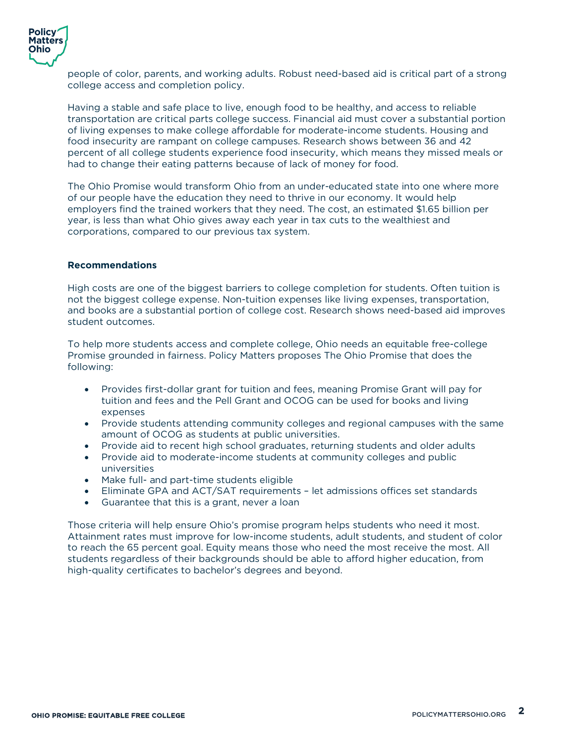people of color, parents, and working adults. Robust need-based aid is critical part of a strong college access and completion policy.

Having a stable and safe place to live, enough food to be healthy, and access to reliable transportation are critical parts college success. Financial aid must cover a substantial portion of living expenses to make college affordable for moderate-income students. Housing and food insecurity are rampant on college campuses. Research shows between 36 and 42 percent of all college students experience food insecurity, which means they missed meals or had to change their eating patterns because of lack of money for food.

The Ohio Promise would transform Ohio from an under-educated state into one where more of our people have the education they need to thrive in our economy. It would help employers find the trained workers that they need. The cost, an estimated $1.65 billion per year, is less than what Ohio gives away each year in tax cuts to the wealthiest and corporations, compared to our previous tax system.

**Recommendations**

High costs are one of the biggest barriers to college completion for students. Often tuition is not the biggest college expense. Non-tuition expenses like living expenses, transportation, and books are a substantial portion of college cost. Research shows need-based aid improves student outcomes.

To help more students access and complete college, Ohio needs an equitable free-college Promise grounded in fairness. Policy Matters proposes The Ohio Promise that does the following:

- Provides first-dollar grant for tuition and fees, meaning Promise Grant will pay for tuition and fees and the Pell Grant and OCOG can be used for books and living expenses
- Provide students attending community colleges and regional campuses with the same amount of OCOG as students at public universities.
- Provide aid to recent high school graduates, returning students and older adults
- Provide aid to moderate-income students at community colleges and public universities
- Make full- and part-time students eligible
- Eliminate GPA and ACT/SAT requirements – let admissions offices set standards
- Guarantee that this is a grant, never a loan

Those criteria will help ensure Ohio's promise program helps students who need it most. Attainment rates must improve for low-income students, adult students, and student of color to reach the 65 percent goal. Equity means those who need the most receive the most. All students regardless of their backgrounds should be able to afford higher education, from high-quality certificates to bachelor's degrees and beyond.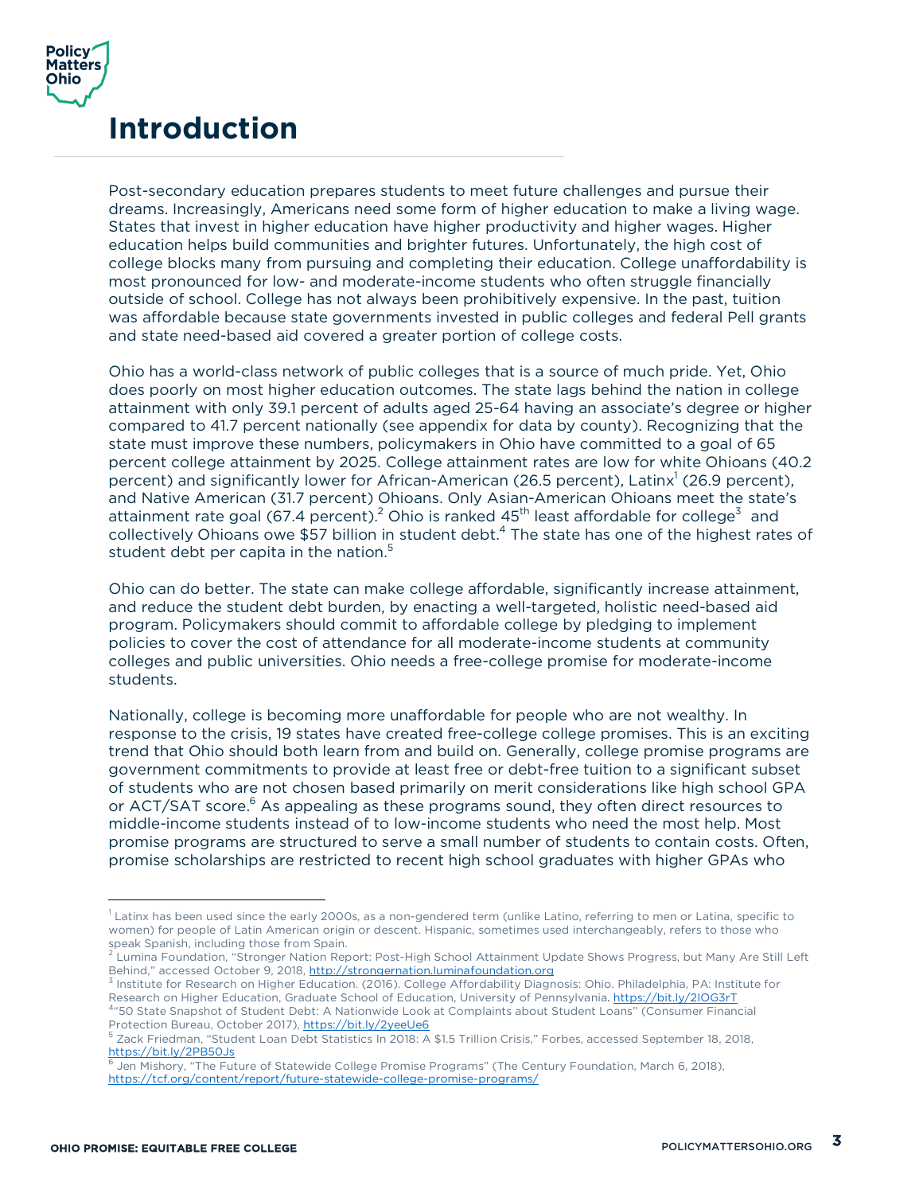# Introduction

Post-secondary education prepares students to meet future challenges and pursue their dreams. Increasingly, Americans need some form of higher education to make a living wage. States that invest in higher education have higher productivity and higher wages. Higher education helps build communities and brighter futures. Unfortunately, the high cost of college blocks many from pursuing and completing their education. College unaffordability is most pronounced for low- and moderate-income students who often struggle financially outside of school. College has not always been prohibitively expensive. In the past, tuition was affordable because state governments invested in public colleges and federal Pell grants and state need-based aid covered a greater portion of college costs.

Ohio has a world-class network of public colleges that is a source of much pride. Yet, Ohio does poorly on most higher education outcomes. The state lags behind the nation in college attainment with only 39.1 percent of adults aged 25-64 having an associate's degree or higher compared to 41.7 percent nationally (see appendix for data by county). Recognizing that the state must improve these numbers, policymakers in Ohio have committed to a goal of 65 percent college attainment by 2025. College attainment rates are low for white Ohioans (40.2 percent) and significantly lower for African-American (26.5 percent), Latinx[1] (26.9 percent), and Native American (31.7 percent) Ohioans. Only Asian-American Ohioans meet the state's attainment rate goal (67.4 percent).[2] Ohio is ranked 45th least affordable for college[3] and collectively Ohioans owe $57 billion in student debt.[4] The state has one of the highest rates of student debt per capita in the nation.[5]

Ohio can do better. The state can make college affordable, significantly increase attainment, and reduce the student debt burden, by enacting a well-targeted, holistic need-based aid program. Policymakers should commit to affordable college by pledging to implement policies to cover the cost of attendance for all moderate-income students at community colleges and public universities. Ohio needs a free-college promise for moderate-income students.

Nationally, college is becoming more unaffordable for people who are not wealthy. In response to the crisis, 19 states have created free-college college promises. This is an exciting trend that Ohio should both learn from and build on. Generally, college promise programs are government commitments to provide at least free or debt-free tuition to a significant subset of students who are not chosen based primarily on merit considerations like high school GPA or ACT/SAT score.[6] As appealing as these programs sound, they often direct resources to middle-income students instead of to low-income students who need the most help. Most promise programs are structured to serve a small number of students to contain costs. Often, promise scholarships are restricted to recent high school graduates with higher GPAs who

---

[1] Latinx has been used since the early 2000s, as a non-gendered term (unlike Latino, referring to men or Latina, specific to women) for people of Latin American origin or descent. Hispanic, sometimes used interchangeably, refers to those who speak Spanish, including those from Spain.

[2] Lumina Foundation, "Stronger Nation Report: Post-High School Attainment Update Shows Progress, but Many Are Still Left Behind," accessed October 9, 2018, http://strongernation.luminafoundation.org

[3] Institute for Research on Higher Education. (2016). College Affordability Diagnosis: Ohio. Philadelphia, PA: Institute for Research on Higher Education, Graduate School of Education, University of Pennsylvania. https://bit.ly/2IOG3rT

[4] "50 State Snapshot of Student Debt: A Nationwide Look at Complaints about Student Loans" (Consumer Financial Protection Bureau, October 2017), https://bit.ly/2yeeUe6

[5] Zack Friedman, "Student Loan Debt Statistics In 2018: A $1.5 Trillion Crisis," Forbes, accessed September 18, 2018, https://bit.ly/2PB50Js

[6] Jen Mishory, "The Future of Statewide College Promise Programs" (The Century Foundation, March 6, 2018), https://tcf.org/content/report/future-statewide-college-promise-programs/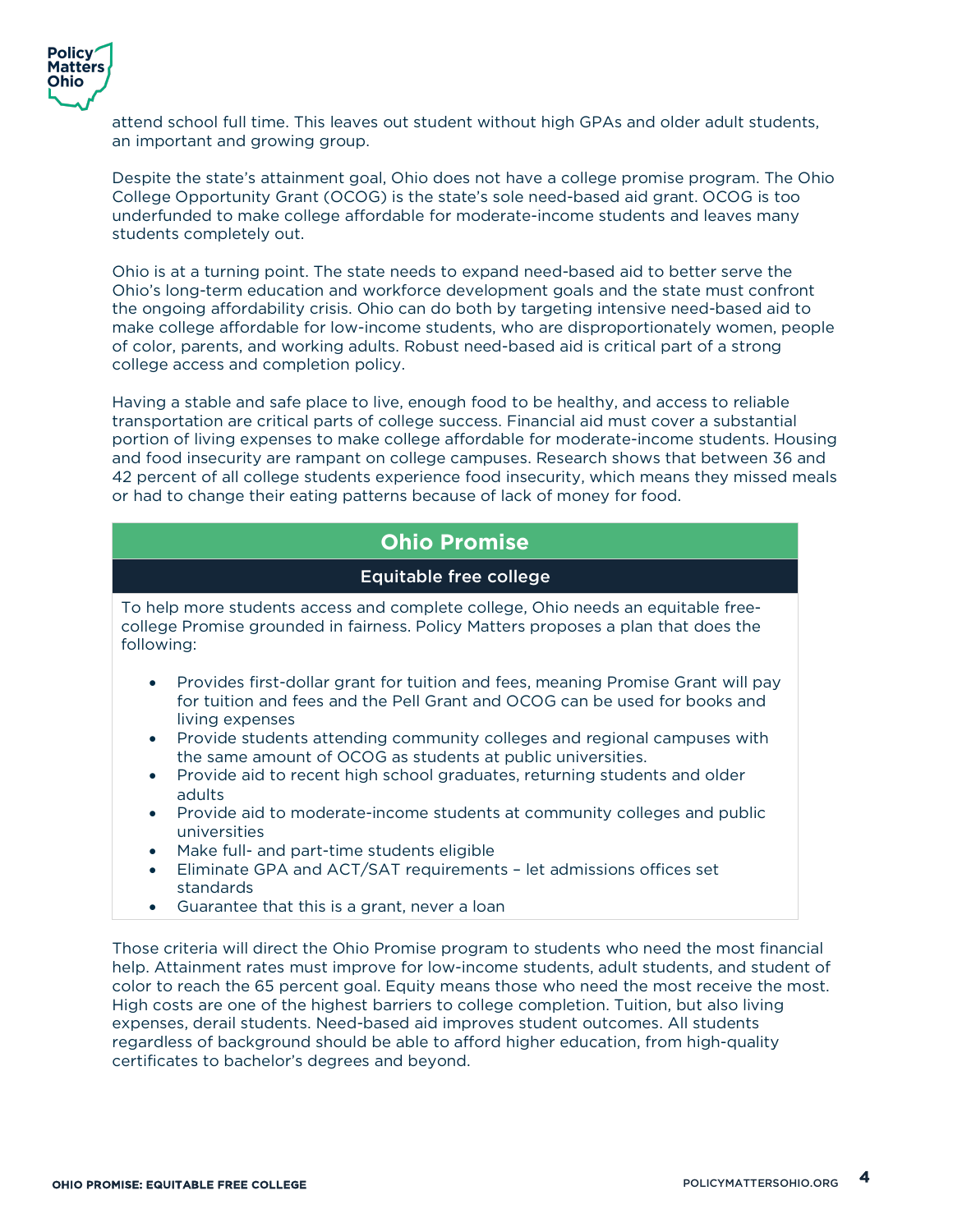attend school full time. This leaves out student without high GPAs and older adult students, an important and growing group.

Despite the state's attainment goal, Ohio does not have a college promise program. The Ohio College Opportunity Grant (OCOG) is the state's sole need-based aid grant. OCOG is too underfunded to make college affordable for moderate-income students and leaves many students completely out.

Ohio is at a turning point. The state needs to expand need-based aid to better serve the Ohio's long-term education and workforce development goals and the state must confront the ongoing affordability crisis. Ohio can do both by targeting intensive need-based aid to make college affordable for low-income students, who are disproportionately women, people of color, parents, and working adults. Robust need-based aid is critical part of a strong college access and completion policy.

Having a stable and safe place to live, enough food to be healthy, and access to reliable transportation are critical parts of college success. Financial aid must cover a substantial portion of living expenses to make college affordable for moderate-income students. Housing and food insecurity are rampant on college campuses. Research shows that between 36 and 42 percent of all college students experience food insecurity, which means they missed meals or had to change their eating patterns because of lack of money for food.

## Ohio Promise

### Equitable free college

To help more students access and complete college, Ohio needs an equitable free-college Promise grounded in fairness. Policy Matters proposes a plan that does the following:

- Provides first-dollar grant for tuition and fees, meaning Promise Grant will pay for tuition and fees and the Pell Grant and OCOG can be used for books and living expenses
- Provide students attending community colleges and regional campuses with the same amount of OCOG as students at public universities.
- Provide aid to recent high school graduates, returning students and older adults
- Provide aid to moderate-income students at community colleges and public universities
- Make full- and part-time students eligible
- Eliminate GPA and ACT/SAT requirements – let admissions offices set standards
- Guarantee that this is a grant, never a loan

Those criteria will direct the Ohio Promise program to students who need the most financial help. Attainment rates must improve for low-income students, adult students, and student of color to reach the 65 percent goal. Equity means those who need the most receive the most. High costs are one of the highest barriers to college completion. Tuition, but also living expenses, derail students. Need-based aid improves student outcomes. All students regardless of background should be able to afford higher education, from high-quality certificates to bachelor's degrees and beyond.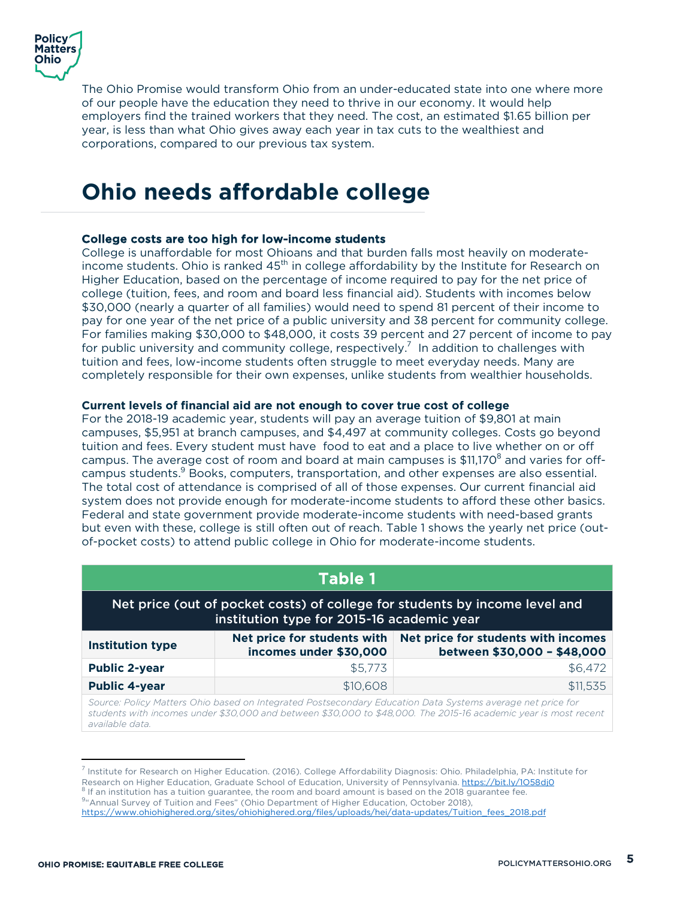The Ohio Promise would transform Ohio from an under-educated state into one where more of our people have the education they need to thrive in our economy. It would help employers find the trained workers that they need. The cost, an estimated $1.65 billion per year, is less than what Ohio gives away each year in tax cuts to the wealthiest and corporations, compared to our previous tax system.

# Ohio needs affordable college

**College costs are too high for low-income students**

College is unaffordable for most Ohioans and that burden falls most heavily on moderate-income students. Ohio is ranked 45th in college affordability by the Institute for Research on Higher Education, based on the percentage of income required to pay for the net price of college (tuition, fees, and room and board less financial aid). Students with incomes below $30,000 (nearly a quarter of all families) would need to spend 81 percent of their income to pay for one year of the net price of a public university and 38 percent for community college. For families making $30,000 to $48,000, it costs 39 percent and 27 percent of income to pay for public university and community college, respectively.[7] In addition to challenges with tuition and fees, low-income students often struggle to meet everyday needs. Many are completely responsible for their own expenses, unlike students from wealthier households.

**Current levels of financial aid are not enough to cover true cost of college**

For the 2018-19 academic year, students will pay an average tuition of $9,801 at main campuses, $5,951 at branch campuses, and $4,497 at community colleges. Costs go beyond tuition and fees. Every student must have food to eat and a place to live whether on or off campus. The average cost of room and board at main campuses is $11,170[8] and varies for off-campus students.[9] Books, computers, transportation, and other expenses are also essential. The total cost of attendance is comprised of all of those expenses. Our current financial aid system does not provide enough for moderate-income students to afford these other basics. Federal and state government provide moderate-income students with need-based grants but even with these, college is still often out of reach. Table 1 shows the yearly net price (out-of-pocket costs) to attend public college in Ohio for moderate-income students.

**Table 1**

Net price (out of pocket costs) of college for students by income level and institution type for 2015-16 academic year

| Institution type | Net price for students with incomes under $30,000 | Net price for students with incomes between $30,000 – $48,000 |
|---|---|---|
| **Public 2-year** | $5,773 | $6,472 |
| **Public 4-year** | $10,608 | $11,535 |

*Source: Policy Matters Ohio based on Integrated Postsecondary Education Data Systems average net price for students with incomes under $30,000 and between $30,000 to $48,000. The 2015-16 academic year is most recent available data.*

[7] Institute for Research on Higher Education. (2016). College Affordability Diagnosis: Ohio. Philadelphia, PA: Institute for Research on Higher Education, Graduate School of Education, University of Pennsylvania. https://bit.ly/1O58dj0

[8] If an institution has a tuition guarantee, the room and board amount is based on the 2018 guarantee fee.

[9] "Annual Survey of Tuition and Fees" (Ohio Department of Higher Education, October 2018), https://www.ohiohighered.org/sites/ohiohighered.org/files/uploads/hei/data-updates/Tuition_fees_2018.pdf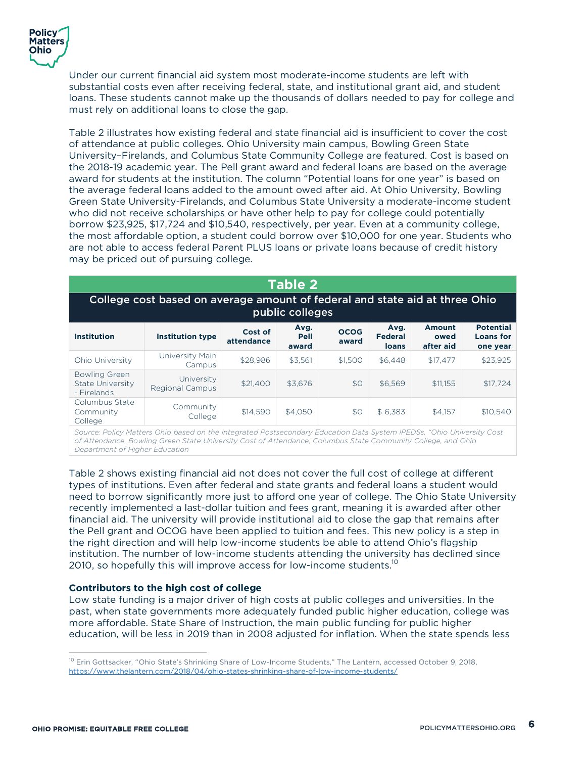Under our current financial aid system most moderate-income students are left with substantial costs even after receiving federal, state, and institutional grant aid, and student loans. These students cannot make up the thousands of dollars needed to pay for college and must rely on additional loans to close the gap.

Table 2 illustrates how existing federal and state financial aid is insufficient to cover the cost of attendance at public colleges. Ohio University main campus, Bowling Green State University–Firelands, and Columbus State Community College are featured. Cost is based on the 2018-19 academic year. The Pell grant award and federal loans are based on the average award for students at the institution. The column "Potential loans for one year" is based on the average federal loans added to the amount owed after aid. At Ohio University, Bowling Green State University-Firelands, and Columbus State University a moderate-income student who did not receive scholarships or have other help to pay for college could potentially borrow $23,925, $17,724 and $10,540, respectively, per year. Even at a community college, the most affordable option, a student could borrow over $10,000 for one year. Students who are not able to access federal Parent PLUS loans or private loans because of credit history may be priced out of pursuing college.

**Table 2**

**College cost based on average amount of federal and state aid at three Ohio public colleges**

| Institution | Institution type | Cost of attendance | Avg. Pell award | OCOG award | Avg. Federal loans | Amount owed after aid | Potential Loans for one year |
|---|---|---|---|---|---|---|---|
| Ohio University | University Main Campus | $28,986 | $3,561 | $1,500 | $6,448 | $17,477 | $23,925 |
| Bowling Green State University - Firelands | University Regional Campus | $21,400 | $3,676 | $0 | $6,569 | $11,155 | $17,724 |
| Columbus State Community College | Community College | $14,590 | $4,050 | $0 | $ 6,383 | $4,157 | $10,540 |

*Source: Policy Matters Ohio based on the Integrated Postsecondary Education Data System IPEDSs, "Ohio University Cost of Attendance, Bowling Green State University Cost of Attendance, Columbus State Community College, and Ohio Department of Higher Education*

Table 2 shows existing financial aid not does not cover the full cost of college at different types of institutions. Even after federal and state grants and federal loans a student would need to borrow significantly more just to afford one year of college. The Ohio State University recently implemented a last-dollar tuition and fees grant, meaning it is awarded after other financial aid. The university will provide institutional aid to close the gap that remains after the Pell grant and OCOG have been applied to tuition and fees. This new policy is a step in the right direction and will help low-income students be able to attend Ohio's flagship institution. The number of low-income students attending the university has declined since 2010, so hopefully this will improve access for low-income students.[10]

**Contributors to the high cost of college**

Low state funding is a major driver of high costs at public colleges and universities. In the past, when state governments more adequately funded public higher education, college was more affordable. State Share of Instruction, the main public funding for public higher education, will be less in 2019 than in 2008 adjusted for inflation. When the state spends less

[10] Erin Gottsacker, "Ohio State's Shrinking Share of Low-Income Students," The Lantern, accessed October 9, 2018, https://www.thelantern.com/2018/04/ohio-states-shrinking-share-of-low-income-students/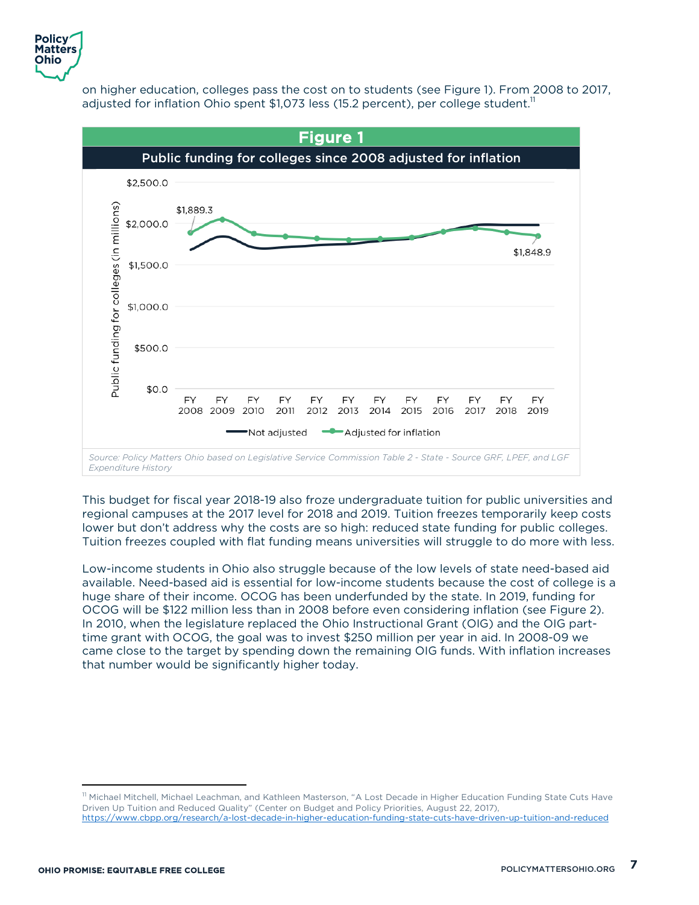on higher education, colleges pass the cost on to students (see Figure 1). From 2008 to 2017, adjusted for inflation Ohio spent $1,073 less (15.2 percent), per college student.[11]

**Figure 1**

**Public funding for colleges since 2008 adjusted for inflation**

*Source: Policy Matters Ohio based on Legislative Service Commission Table 2 - State - Source GRF, LPEF, and LGF Expenditure History*

This budget for fiscal year 2018-19 also froze undergraduate tuition for public universities and regional campuses at the 2017 level for 2018 and 2019. Tuition freezes temporarily keep costs lower but don't address why the costs are so high: reduced state funding for public colleges. Tuition freezes coupled with flat funding means universities will struggle to do more with less.

Low-income students in Ohio also struggle because of the low levels of state need-based aid available. Need-based aid is essential for low-income students because the cost of college is a huge share of their income. OCOG has been underfunded by the state. In 2019, funding for OCOG will be $122 million less than in 2008 before even considering inflation (see Figure 2). In 2010, when the legislature replaced the Ohio Instructional Grant (OIG) and the OIG part-time grant with OCOG, the goal was to invest $250 million per year in aid. In 2008-09 we came close to the target by spending down the remaining OIG funds. With inflation increases that number would be significantly higher today.

---

[11] Michael Mitchell, Michael Leachman, and Kathleen Masterson, "A Lost Decade in Higher Education Funding State Cuts Have Driven Up Tuition and Reduced Quality" (Center on Budget and Policy Priorities, August 22, 2017), https://www.cbpp.org/research/a-lost-decade-in-higher-education-funding-state-cuts-have-driven-up-tuition-and-reduced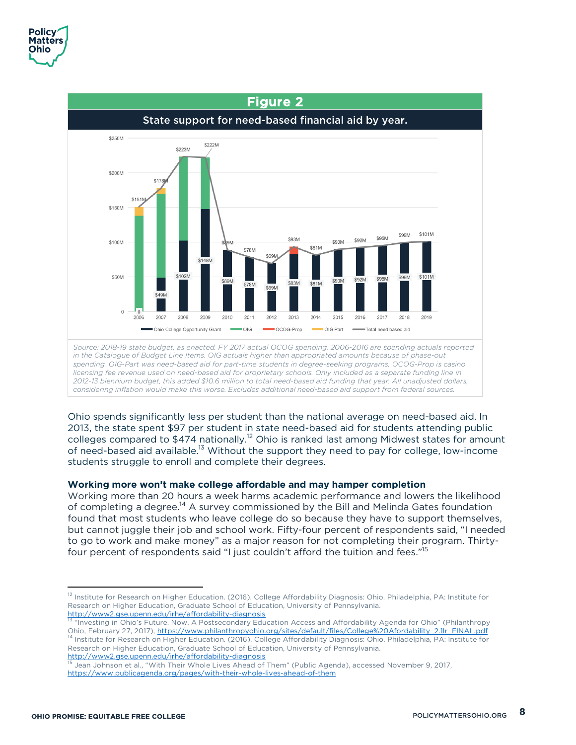## Figure 2

**State support for need-based financial aid by year.**

*Source: 2018-19 state budget, as enacted. FY 2017 actual OCOG spending. 2006-2016 are spending actuals reported in the Catalogue of Budget Line Items. OIG actuals higher than appropriated amounts because of phase-out spending. OIG-Part was need-based aid for part-time students in degree-seeking programs. OCOG-Prop is casino licensing fee revenue used on need-based aid for proprietary schools. Only included as a separate funding line in 2012-13 biennium budget, this added $10.6 million to total need-based aid funding that year. All unadjusted dollars, considering inflation would make this worse. Excludes additional need-based aid support from federal sources.*

Ohio spends significantly less per student than the national average on need-based aid. In 2013, the state spent $97 per student in state need-based aid for students attending public colleges compared to $474 nationally.[12] Ohio is ranked last among Midwest states for amount of need-based aid available.[13] Without the support they need to pay for college, low-income students struggle to enroll and complete their degrees.

**Working more won't make college affordable and may hamper completion**

Working more than 20 hours a week harms academic performance and lowers the likelihood of completing a degree.[14] A survey commissioned by the Bill and Melinda Gates foundation found that most students who leave college do so because they have to support themselves, but cannot juggle their job and school work. Fifty-four percent of respondents said, "I needed to go to work and make money" as a major reason for not completing their program. Thirty-four percent of respondents said "I just couldn't afford the tuition and fees."[15]

---

[12] Institute for Research on Higher Education. (2016). College Affordability Diagnosis: Ohio. Philadelphia, PA: Institute for Research on Higher Education, Graduate School of Education, University of Pennsylvania. http://www2.gse.upenn.edu/irhe/affordability-diagnosis

[13] "Investing in Ohio's Future. Now. A Postsecondary Education Access and Affordability Agenda for Ohio" (Philanthropy Ohio, February 27, 2017), https://www.philanthropyohio.org/sites/default/files/College%20Afordability_2.1lr_FINAL.pdf

[14] Institute for Research on Higher Education. (2016). College Affordability Diagnosis: Ohio. Philadelphia, PA: Institute for Research on Higher Education, Graduate School of Education, University of Pennsylvania. http://www2.gse.upenn.edu/irhe/affordability-diagnosis

[15] Jean Johnson et al., "With Their Whole Lives Ahead of Them" (Public Agenda), accessed November 9, 2017, https://www.publicagenda.org/pages/with-their-whole-lives-ahead-of-them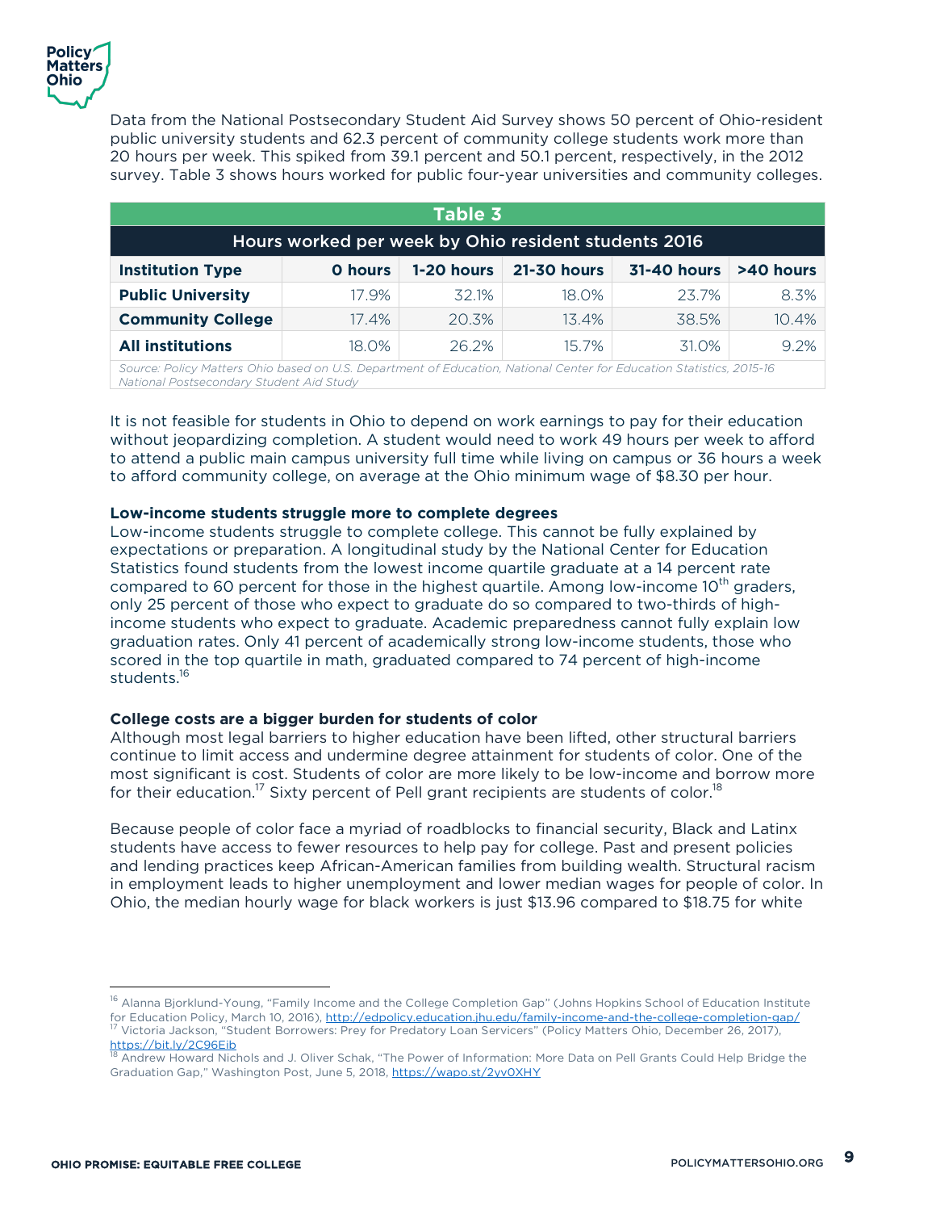Data from the National Postsecondary Student Aid Survey shows 50 percent of Ohio-resident public university students and 62.3 percent of community college students work more than 20 hours per week. This spiked from 39.1 percent and 50.1 percent, respectively, in the 2012 survey. Table 3 shows hours worked for public four-year universities and community colleges.

**Table 3**

**Hours worked per week by Ohio resident students 2016**

| Institution Type | 0 hours | 1-20 hours | 21-30 hours | 31-40 hours | >40 hours |
|---|---|---|---|---|---|
| **Public University** | 17.9% | 32.1% | 18.0% | 23.7% | 8.3% |
| **Community College** | 17.4% | 20.3% | 13.4% | 38.5% | 10.4% |
| **All institutions** | 18.0% | 26.2% | 15.7% | 31.0% | 9.2% |

*Source: Policy Matters Ohio based on U.S. Department of Education, National Center for Education Statistics, 2015-16 National Postsecondary Student Aid Study*

It is not feasible for students in Ohio to depend on work earnings to pay for their education without jeopardizing completion. A student would need to work 49 hours per week to afford to attend a public main campus university full time while living on campus or 36 hours a week to afford community college, on average at the Ohio minimum wage of $8.30 per hour.

**Low-income students struggle more to complete degrees**

Low-income students struggle to complete college. This cannot be fully explained by expectations or preparation. A longitudinal study by the National Center for Education Statistics found students from the lowest income quartile graduate at a 14 percent rate compared to 60 percent for those in the highest quartile. Among low-income 10th graders, only 25 percent of those who expect to graduate do so compared to two-thirds of high-income students who expect to graduate. Academic preparedness cannot fully explain low graduation rates. Only 41 percent of academically strong low-income students, those who scored in the top quartile in math, graduated compared to 74 percent of high-income students.[16]

**College costs are a bigger burden for students of color**

Although most legal barriers to higher education have been lifted, other structural barriers continue to limit access and undermine degree attainment for students of color. One of the most significant is cost. Students of color are more likely to be low-income and borrow more for their education.[17] Sixty percent of Pell grant recipients are students of color.[18]

Because people of color face a myriad of roadblocks to financial security, Black and Latinx students have access to fewer resources to help pay for college. Past and present policies and lending practices keep African-American families from building wealth. Structural racism in employment leads to higher unemployment and lower median wages for people of color. In Ohio, the median hourly wage for black workers is just $13.96 compared to $18.75 for white

---

[16] Alanna Bjorklund-Young, "Family Income and the College Completion Gap" (Johns Hopkins School of Education Institute for Education Policy, March 10, 2016), http://edpolicy.education.jhu.edu/family-income-and-the-college-completion-gap/

[17] Victoria Jackson, "Student Borrowers: Prey for Predatory Loan Servicers" (Policy Matters Ohio, December 26, 2017), https://bit.ly/2C96Eib

[18] Andrew Howard Nichols and J. Oliver Schak, "The Power of Information: More Data on Pell Grants Could Help Bridge the Graduation Gap," Washington Post, June 5, 2018, https://wapo.st/2yv0XHY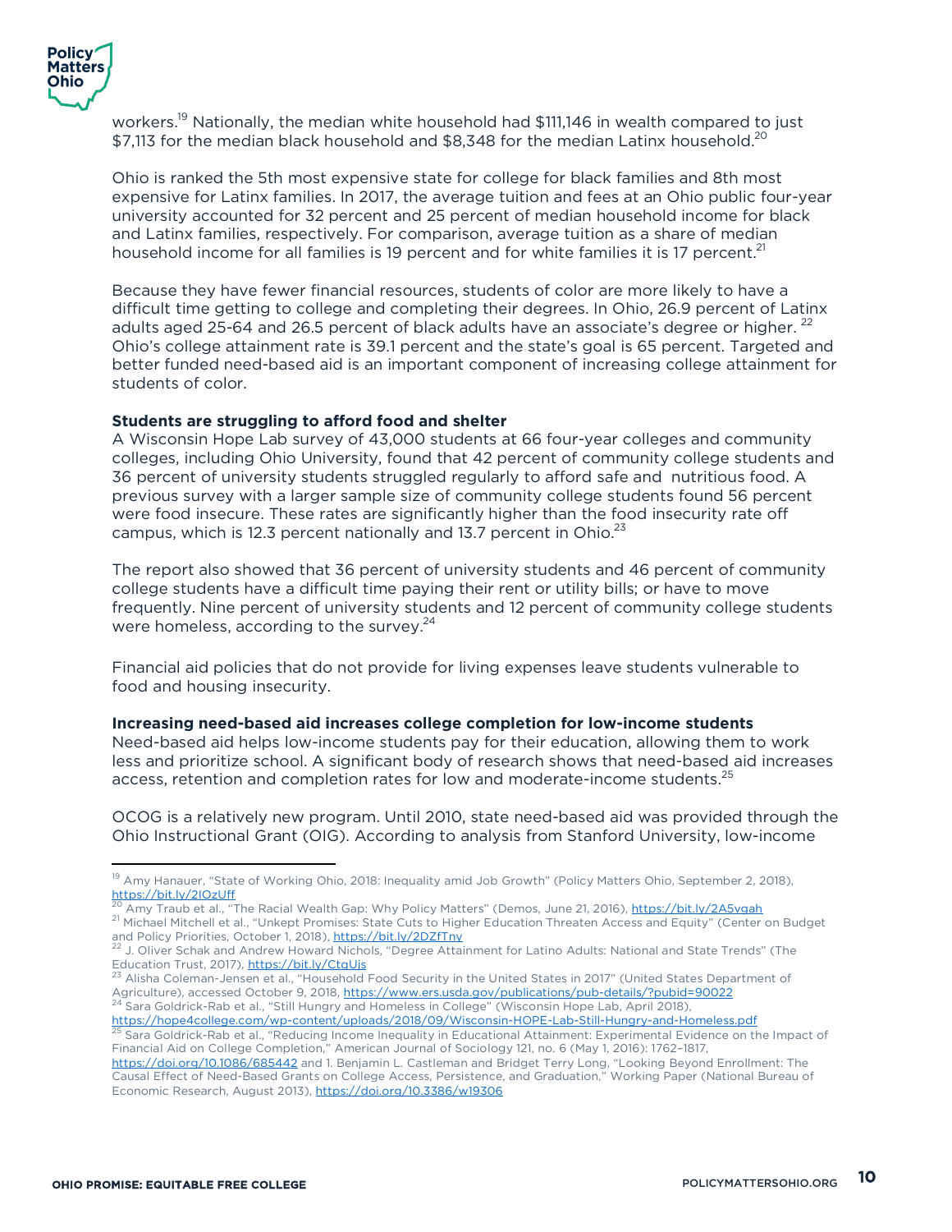workers.[19] Nationally, the median white household had $111,146 in wealth compared to just $7,113 for the median black household and $8,348 for the median Latinx household.[20]

Ohio is ranked the 5th most expensive state for college for black families and 8th most expensive for Latinx families. In 2017, the average tuition and fees at an Ohio public four-year university accounted for 32 percent and 25 percent of median household income for black and Latinx families, respectively. For comparison, average tuition as a share of median household income for all families is 19 percent and for white families it is 17 percent.[21]

Because they have fewer financial resources, students of color are more likely to have a difficult time getting to college and completing their degrees. In Ohio, 26.9 percent of Latinx adults aged 25-64 and 26.5 percent of black adults have an associate's degree or higher. [22] Ohio's college attainment rate is 39.1 percent and the state's goal is 65 percent. Targeted and better funded need-based aid is an important component of increasing college attainment for students of color.

**Students are struggling to afford food and shelter**

A Wisconsin Hope Lab survey of 43,000 students at 66 four-year colleges and community colleges, including Ohio University, found that 42 percent of community college students and 36 percent of university students struggled regularly to afford safe and nutritious food. A previous survey with a larger sample size of community college students found 56 percent were food insecure. These rates are significantly higher than the food insecurity rate off campus, which is 12.3 percent nationally and 13.7 percent in Ohio.[23]

The report also showed that 36 percent of university students and 46 percent of community college students have a difficult time paying their rent or utility bills; or have to move frequently. Nine percent of university students and 12 percent of community college students were homeless, according to the survey.[24]

Financial aid policies that do not provide for living expenses leave students vulnerable to food and housing insecurity.

**Increasing need-based aid increases college completion for low-income students**

Need-based aid helps low-income students pay for their education, allowing them to work less and prioritize school. A significant body of research shows that need-based aid increases access, retention and completion rates for low and moderate-income students.[25]

OCOG is a relatively new program. Until 2010, state need-based aid was provided through the Ohio Instructional Grant (OIG). According to analysis from Stanford University, low-income

---

[19] Amy Hanauer, "State of Working Ohio, 2018: Inequality amid Job Growth" (Policy Matters Ohio, September 2, 2018), https://bit.ly/2IOzUff

[20] Amy Traub et al., "The Racial Wealth Gap: Why Policy Matters" (Demos, June 21, 2016), https://bit.ly/2A5vgah

[21] Michael Mitchell et al., "Unkept Promises: State Cuts to Higher Education Threaten Access and Equity" (Center on Budget and Policy Priorities, October 1, 2018), https://bit.ly/2DZfTny

[22] J. Oliver Schak and Andrew Howard Nichols, "Degree Attainment for Latino Adults: National and State Trends" (The Education Trust, 2017), https://bit.ly/CtqUjs

[23] Alisha Coleman-Jensen et al., "Household Food Security in the United States in 2017" (United States Department of Agriculture), accessed October 9, 2018, https://www.ers.usda.gov/publications/pub-details/?pubid=90022

[24] Sara Goldrick-Rab et al., "Still Hungry and Homeless in College" (Wisconsin Hope Lab, April 2018), https://hope4college.com/wp-content/uploads/2018/09/Wisconsin-HOPE-Lab-Still-Hungry-and-Homeless.pdf

[25] Sara Goldrick-Rab et al., "Reducing Income Inequality in Educational Attainment: Experimental Evidence on the Impact of Financial Aid on College Completion," American Journal of Sociology 121, no. 6 (May 1, 2016): 1762–1817, https://doi.org/10.1086/685442 and 1. Benjamin L. Castleman and Bridget Terry Long, "Looking Beyond Enrollment: The Causal Effect of Need-Based Grants on College Access, Persistence, and Graduation," Working Paper (National Bureau of Economic Research, August 2013), https://doi.org/10.3386/w19306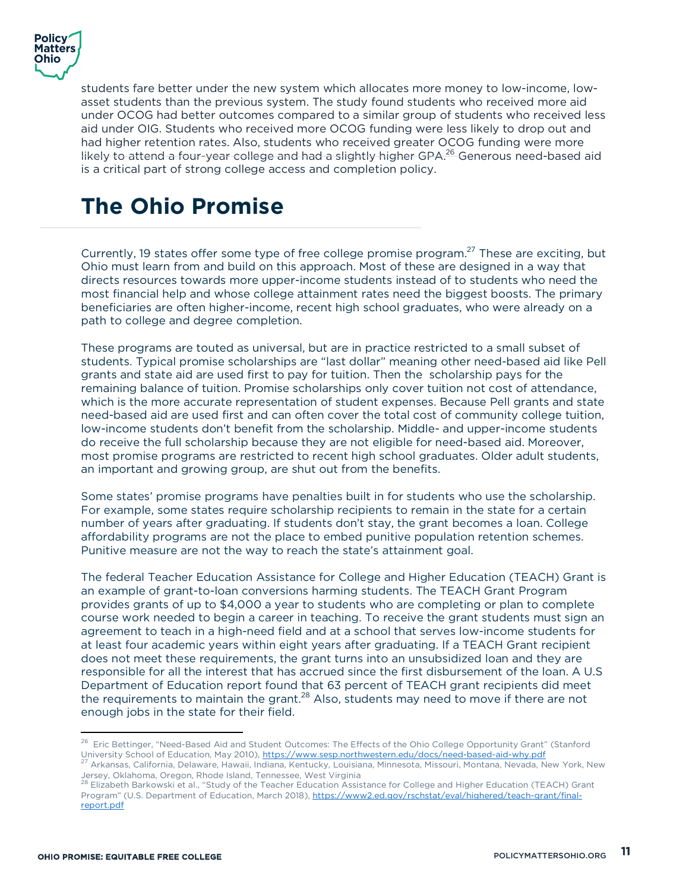students fare better under the new system which allocates more money to low-income, low-asset students than the previous system. The study found students who received more aid under OCOG had better outcomes compared to a similar group of students who received less aid under OIG. Students who received more OCOG funding were less likely to drop out and had higher retention rates. Also, students who received greater OCOG funding were more likely to attend a four-year college and had a slightly higher GPA.[26] Generous need-based aid is a critical part of strong college access and completion policy.

# The Ohio Promise

Currently, 19 states offer some type of free college promise program.[27] These are exciting, but Ohio must learn from and build on this approach. Most of these are designed in a way that directs resources towards more upper-income students instead of to students who need the most financial help and whose college attainment rates need the biggest boosts. The primary beneficiaries are often higher-income, recent high school graduates, who were already on a path to college and degree completion.

These programs are touted as universal, but are in practice restricted to a small subset of students. Typical promise scholarships are "last dollar" meaning other need-based aid like Pell grants and state aid are used first to pay for tuition. Then the scholarship pays for the remaining balance of tuition. Promise scholarships only cover tuition not cost of attendance, which is the more accurate representation of student expenses. Because Pell grants and state need-based aid are used first and can often cover the total cost of community college tuition, low-income students don't benefit from the scholarship. Middle- and upper-income students do receive the full scholarship because they are not eligible for need-based aid. Moreover, most promise programs are restricted to recent high school graduates. Older adult students, an important and growing group, are shut out from the benefits.

Some states' promise programs have penalties built in for students who use the scholarship. For example, some states require scholarship recipients to remain in the state for a certain number of years after graduating. If students don't stay, the grant becomes a loan. College affordability programs are not the place to embed punitive population retention schemes. Punitive measure are not the way to reach the state's attainment goal.

The federal Teacher Education Assistance for College and Higher Education (TEACH) Grant is an example of grant-to-loan conversions harming students. The TEACH Grant Program provides grants of up to $4,000 a year to students who are completing or plan to complete course work needed to begin a career in teaching. To receive the grant students must sign an agreement to teach in a high-need field and at a school that serves low-income students for at least four academic years within eight years after graduating. If a TEACH Grant recipient does not meet these requirements, the grant turns into an unsubsidized loan and they are responsible for all the interest that has accrued since the first disbursement of the loan. A U.S Department of Education report found that 63 percent of TEACH grant recipients did meet the requirements to maintain the grant.[28] Also, students may need to move if there are not enough jobs in the state for their field.

---

[26] Eric Bettinger, "Need-Based Aid and Student Outcomes: The Effects of the Ohio College Opportunity Grant" (Stanford University School of Education, May 2010), https://www.sesp.northwestern.edu/docs/need-based-aid-why.pdf

[27] Arkansas, California, Delaware, Hawaii, Indiana, Kentucky, Louisiana, Minnesota, Missouri, Montana, Nevada, New York, New Jersey, Oklahoma, Oregon, Rhode Island, Tennessee, West Virginia

[28] Elizabeth Barkowski et al., "Study of the Teacher Education Assistance for College and Higher Education (TEACH) Grant Program" (U.S. Department of Education, March 2018), https://www2.ed.gov/rschstat/eval/highered/teach-grant/final-report.pdf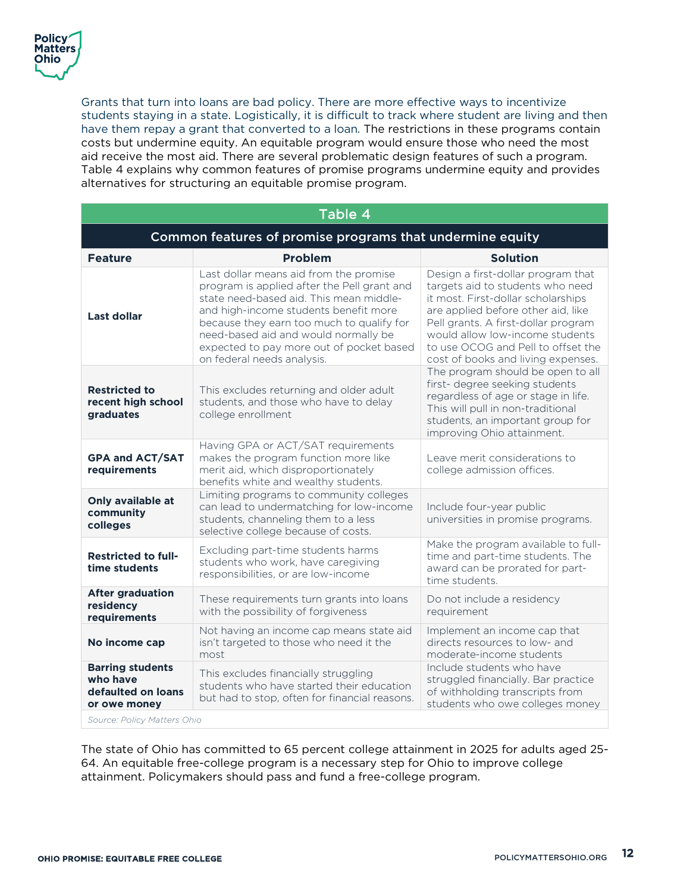Grants that turn into loans are bad policy. There are more effective ways to incentivize students staying in a state. Logistically, it is difficult to track where student are living and then have them repay a grant that converted to a loan. The restrictions in these programs contain costs but undermine equity. An equitable program would ensure those who need the most aid receive the most aid. There are several problematic design features of such a program. Table 4 explains why common features of promise programs undermine equity and provides alternatives for structuring an equitable promise program.

**Table 4**

**Common features of promise programs that undermine equity**

| Feature | Problem | Solution |
|---|---|---|
| **Last dollar** | Last dollar means aid from the promise program is applied after the Pell grant and state need-based aid. This mean middle- and high-income students benefit more because they earn too much to qualify for need-based aid and would normally be expected to pay more out of pocket based on federal needs analysis. | Design a first-dollar program that targets aid to students who need it most. First-dollar scholarships are applied before other aid, like Pell grants. A first-dollar program would allow low-income students to use OCOG and Pell to offset the cost of books and living expenses. |
| **Restricted to recent high school graduates** | This excludes returning and older adult students, and those who have to delay college enrollment | The program should be open to all first- degree seeking students regardless of age or stage in life. This will pull in non-traditional students, an important group for improving Ohio attainment. |
| **GPA and ACT/SAT requirements** | Having GPA or ACT/SAT requirements makes the program function more like merit aid, which disproportionately benefits white and wealthy students. | Leave merit considerations to college admission offices. |
| **Only available at community colleges** | Limiting programs to community colleges can lead to undermatching for low-income students, channeling them to a less selective college because of costs. | Include four-year public universities in promise programs. |
| **Restricted to full-time students** | Excluding part-time students harms students who work, have caregiving responsibilities, or are low-income | Make the program available to full-time and part-time students. The award can be prorated for part-time students. |
| **After graduation residency requirements** | These requirements turn grants into loans with the possibility of forgiveness | Do not include a residency requirement |
| **No income cap** | Not having an income cap means state aid isn't targeted to those who need it the most | Implement an income cap that directs resources to low- and moderate-income students |
| **Barring students who have defaulted on loans or owe money** | This excludes financially struggling students who have started their education but had to stop, often for financial reasons. | Include students who have struggled financially. Bar practice of withholding transcripts from students who owe colleges money |

*Source: Policy Matters Ohio*

The state of Ohio has committed to 65 percent college attainment in 2025 for adults aged 25-64. An equitable free-college program is a necessary step for Ohio to improve college attainment. Policymakers should pass and fund a free-college program.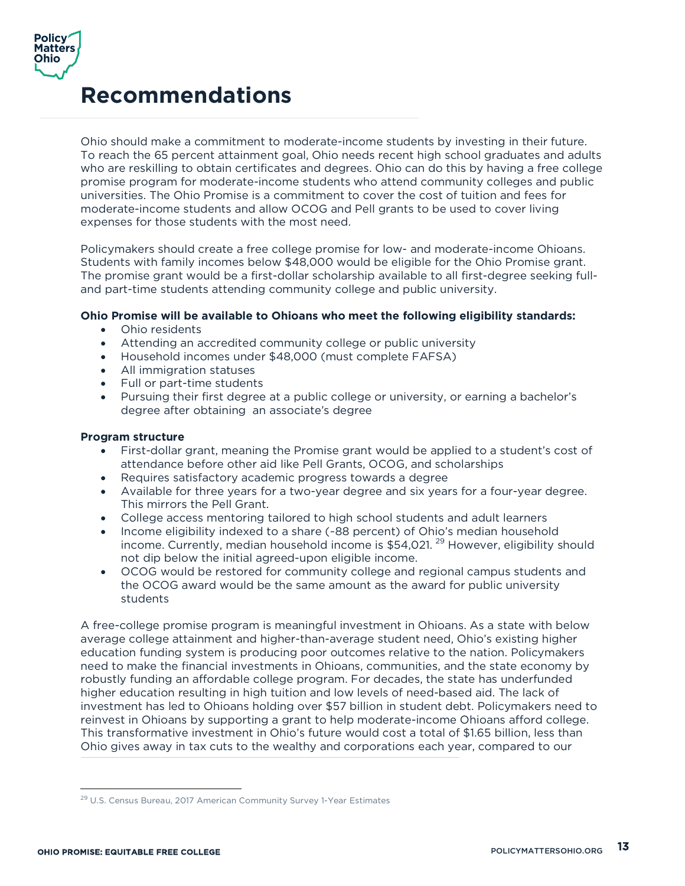# Recommendations

Ohio should make a commitment to moderate-income students by investing in their future. To reach the 65 percent attainment goal, Ohio needs recent high school graduates and adults who are reskilling to obtain certificates and degrees. Ohio can do this by having a free college promise program for moderate-income students who attend community colleges and public universities. The Ohio Promise is a commitment to cover the cost of tuition and fees for moderate-income students and allow OCOG and Pell grants to be used to cover living expenses for those students with the most need.

Policymakers should create a free college promise for low- and moderate-income Ohioans. Students with family incomes below $48,000 would be eligible for the Ohio Promise grant. The promise grant would be a first-dollar scholarship available to all first-degree seeking full- and part-time students attending community college and public university.

**Ohio Promise will be available to Ohioans who meet the following eligibility standards:**

- Ohio residents
- Attending an accredited community college or public university
- Household incomes under $48,000 (must complete FAFSA)
- All immigration statuses
- Full or part-time students
- Pursuing their first degree at a public college or university, or earning a bachelor's degree after obtaining an associate's degree

**Program structure**

- First-dollar grant, meaning the Promise grant would be applied to a student's cost of attendance before other aid like Pell Grants, OCOG, and scholarships
- Requires satisfactory academic progress towards a degree
- Available for three years for a two-year degree and six years for a four-year degree. This mirrors the Pell Grant.
- College access mentoring tailored to high school students and adult learners
- Income eligibility indexed to a share (~88 percent) of Ohio's median household income. Currently, median household income is $54,021.[29] However, eligibility should not dip below the initial agreed-upon eligible income.
- OCOG would be restored for community college and regional campus students and the OCOG award would be the same amount as the award for public university students

A free-college promise program is meaningful investment in Ohioans. As a state with below average college attainment and higher-than-average student need, Ohio's existing higher education funding system is producing poor outcomes relative to the nation. Policymakers need to make the financial investments in Ohioans, communities, and the state economy by robustly funding an affordable college program. For decades, the state has underfunded higher education resulting in high tuition and low levels of need-based aid. The lack of investment has led to Ohioans holding over $57 billion in student debt. Policymakers need to reinvest in Ohioans by supporting a grant to help moderate-income Ohioans afford college. This transformative investment in Ohio's future would cost a total of $1.65 billion, less than Ohio gives away in tax cuts to the wealthy and corporations each year, compared to our

[29] U.S. Census Bureau, 2017 American Community Survey 1-Year Estimates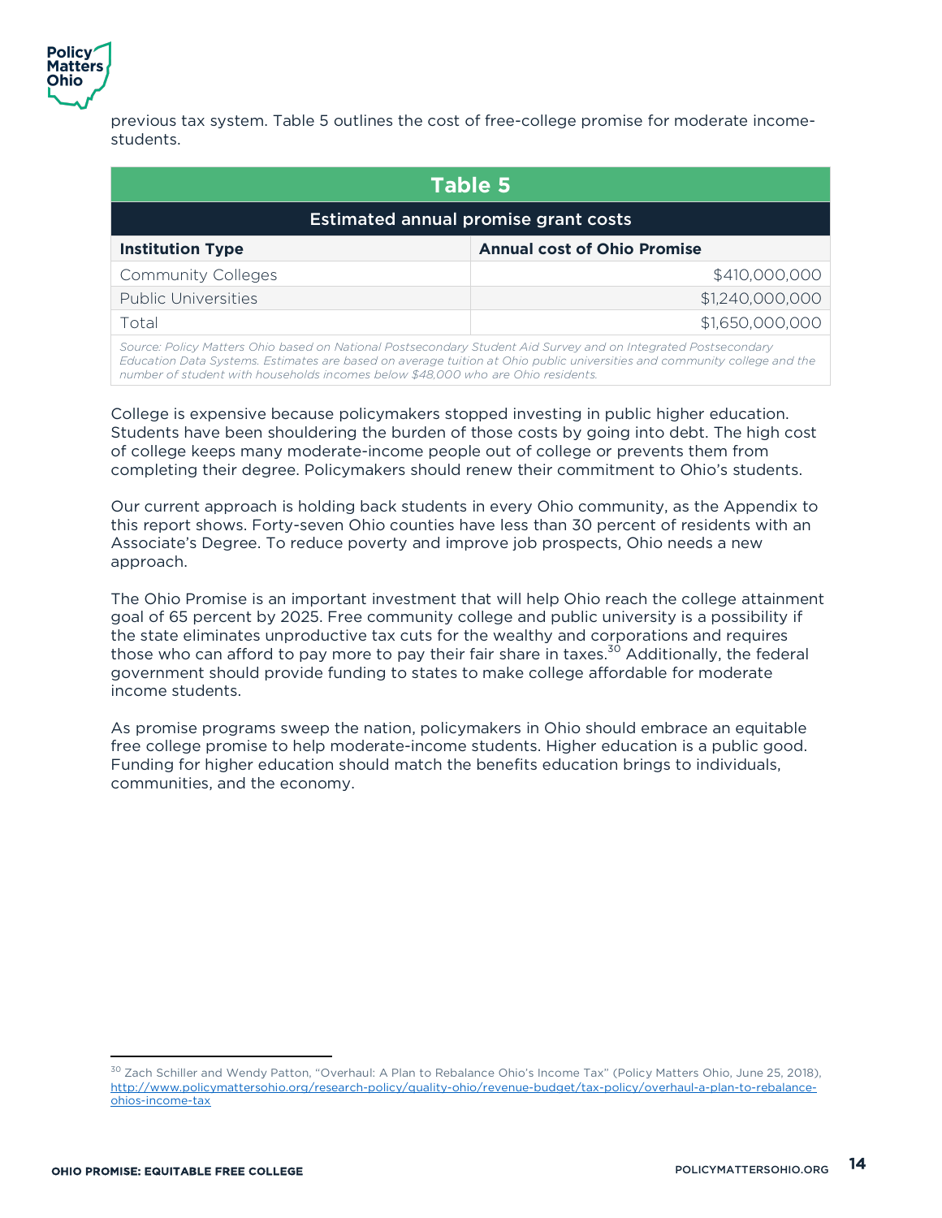previous tax system. Table 5 outlines the cost of free-college promise for moderate income-students.

| Table 5 | |
|---|---|
| **Estimated annual promise grant costs** | |
| **Institution Type** | **Annual cost of Ohio Promise** |
| Community Colleges | $410,000,000 |
| Public Universities | $1,240,000,000 |
| Total | $1,650,000,000 |

*Source: Policy Matters Ohio based on National Postsecondary Student Aid Survey and on Integrated Postsecondary Education Data Systems. Estimates are based on average tuition at Ohio public universities and community college and the number of student with households incomes below $48,000 who are Ohio residents.*

College is expensive because policymakers stopped investing in public higher education. Students have been shouldering the burden of those costs by going into debt. The high cost of college keeps many moderate-income people out of college or prevents them from completing their degree. Policymakers should renew their commitment to Ohio's students.

Our current approach is holding back students in every Ohio community, as the Appendix to this report shows. Forty-seven Ohio counties have less than 30 percent of residents with an Associate's Degree. To reduce poverty and improve job prospects, Ohio needs a new approach.

The Ohio Promise is an important investment that will help Ohio reach the college attainment goal of 65 percent by 2025. Free community college and public university is a possibility if the state eliminates unproductive tax cuts for the wealthy and corporations and requires those who can afford to pay more to pay their fair share in taxes.[30] Additionally, the federal government should provide funding to states to make college affordable for moderate income students.

As promise programs sweep the nation, policymakers in Ohio should embrace an equitable free college promise to help moderate-income students. Higher education is a public good. Funding for higher education should match the benefits education brings to individuals, communities, and the economy.

[30] Zach Schiller and Wendy Patton, "Overhaul: A Plan to Rebalance Ohio's Income Tax" (Policy Matters Ohio, June 25, 2018), http://www.policymattersohio.org/research-policy/quality-ohio/revenue-budget/tax-policy/overhaul-a-plan-to-rebalance-ohios-income-tax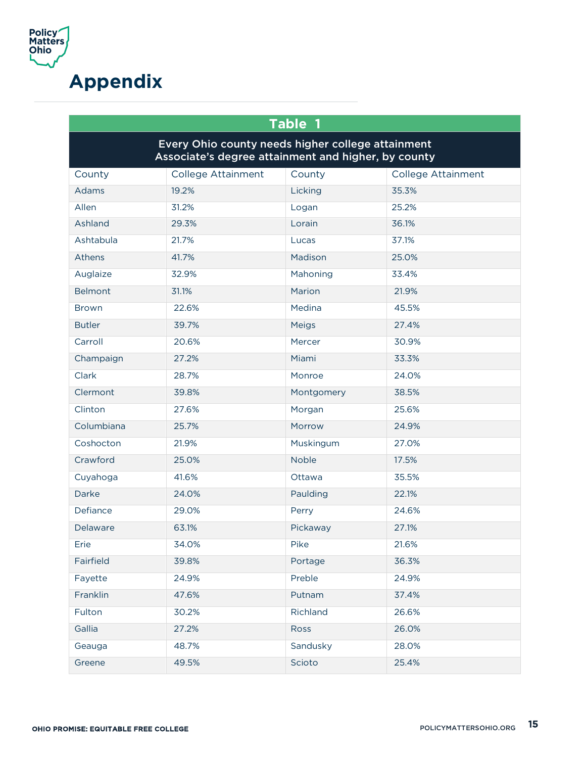# Appendix

| Table 1 | | | |
|---|---|---|---|
| **Every Ohio county needs higher college attainment<br>Associate's degree attainment and higher, by county** | | | |
| County | College Attainment | County | College Attainment |
| Adams | 19.2% | Licking | 35.3% |
| Allen | 31.2% | Logan | 25.2% |
| Ashland | 29.3% | Lorain | 36.1% |
| Ashtabula | 21.7% | Lucas | 37.1% |
| Athens | 41.7% | Madison | 25.0% |
| Auglaize | 32.9% | Mahoning | 33.4% |
| Belmont | 31.1% | Marion | 21.9% |
| Brown | 22.6% | Medina | 45.5% |
| Butler | 39.7% | Meigs | 27.4% |
| Carroll | 20.6% | Mercer | 30.9% |
| Champaign | 27.2% | Miami | 33.3% |
| Clark | 28.7% | Monroe | 24.0% |
| Clermont | 39.8% | Montgomery | 38.5% |
| Clinton | 27.6% | Morgan | 25.6% |
| Columbiana | 25.7% | Morrow | 24.9% |
| Coshocton | 21.9% | Muskingum | 27.0% |
| Crawford | 25.0% | Noble | 17.5% |
| Cuyahoga | 41.6% | Ottawa | 35.5% |
| Darke | 24.0% | Paulding | 22.1% |
| Defiance | 29.0% | Perry | 24.6% |
| Delaware | 63.1% | Pickaway | 27.1% |
| Erie | 34.0% | Pike | 21.6% |
| Fairfield | 39.8% | Portage | 36.3% |
| Fayette | 24.9% | Preble | 24.9% |
| Franklin | 47.6% | Putnam | 37.4% |
| Fulton | 30.2% | Richland | 26.6% |
| Gallia | 27.2% | Ross | 26.0% |
| Geauga | 48.7% | Sandusky | 28.0% |
| Greene | 49.5% | Scioto | 25.4% |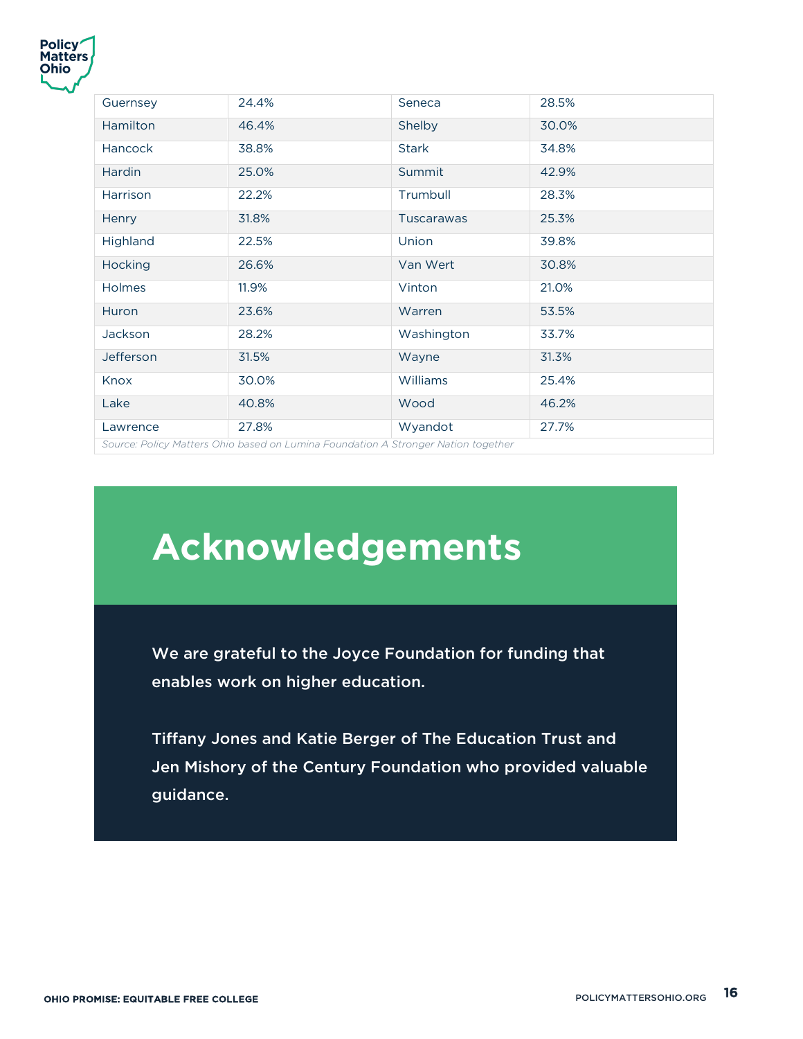| | | | |
|---|---|---|---|
| Guernsey | 24.4% | Seneca | 28.5% |
| Hamilton | 46.4% | Shelby | 30.0% |
| Hancock | 38.8% | Stark | 34.8% |
| Hardin | 25.0% | Summit | 42.9% |
| Harrison | 22.2% | Trumbull | 28.3% |
| Henry | 31.8% | Tuscarawas | 25.3% |
| Highland | 22.5% | Union | 39.8% |
| Hocking | 26.6% | Van Wert | 30.8% |
| Holmes | 11.9% | Vinton | 21.0% |
| Huron | 23.6% | Warren | 53.5% |
| Jackson | 28.2% | Washington | 33.7% |
| Jefferson | 31.5% | Wayne | 31.3% |
| Knox | 30.0% | Williams | 25.4% |
| Lake | 40.8% | Wood | 46.2% |
| Lawrence | 27.8% | Wyandot | 27.7% |

*Source: Policy Matters Ohio based on Lumina Foundation A Stronger Nation together*

# Acknowledgements

We are grateful to the Joyce Foundation for funding that enables work on higher education.

Tiffany Jones and Katie Berger of The Education Trust and Jen Mishory of the Century Foundation who provided valuable guidance.